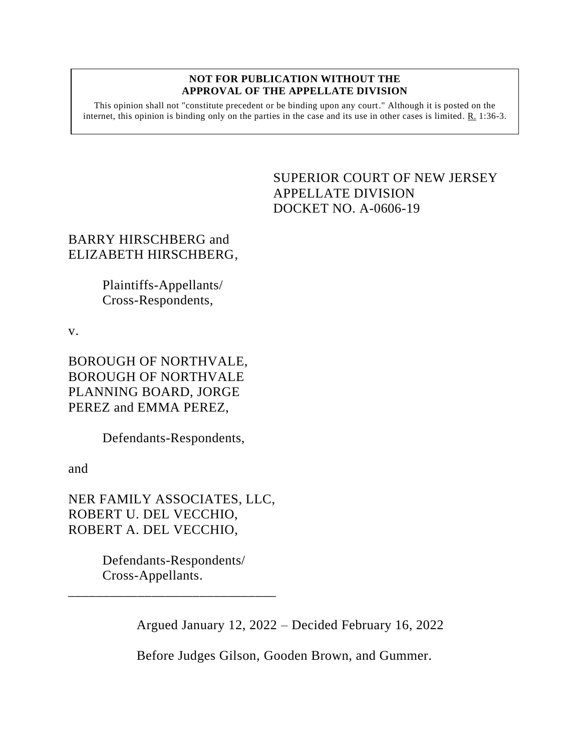**NOT FOR PUBLICATION WITHOUT THE APPROVAL OF THE APPELLATE DIVISION**

This opinion shall not "constitute precedent or be binding upon any court." Although it is posted on the internet, this opinion is binding only on the parties in the case and its use in other cases is limited. R. 1:36-3.

SUPERIOR COURT OF NEW JERSEY
APPELLATE DIVISION
DOCKET NO. A-0606-19

BARRY HIRSCHBERG and ELIZABETH HIRSCHBERG,

Plaintiffs-Appellants/ Cross-Respondents,

v.

BOROUGH OF NORTHVALE, BOROUGH OF NORTHVALE PLANNING BOARD, JORGE PEREZ and EMMA PEREZ,

Defendants-Respondents,

and

NER FAMILY ASSOCIATES, LLC, ROBERT U. DEL VECCHIO, ROBERT A. DEL VECCHIO,

Defendants-Respondents/ Cross-Appellants.

______________________________

Argued January 12, 2022 – Decided February 16, 2022

Before Judges Gilson, Gooden Brown, and Gummer.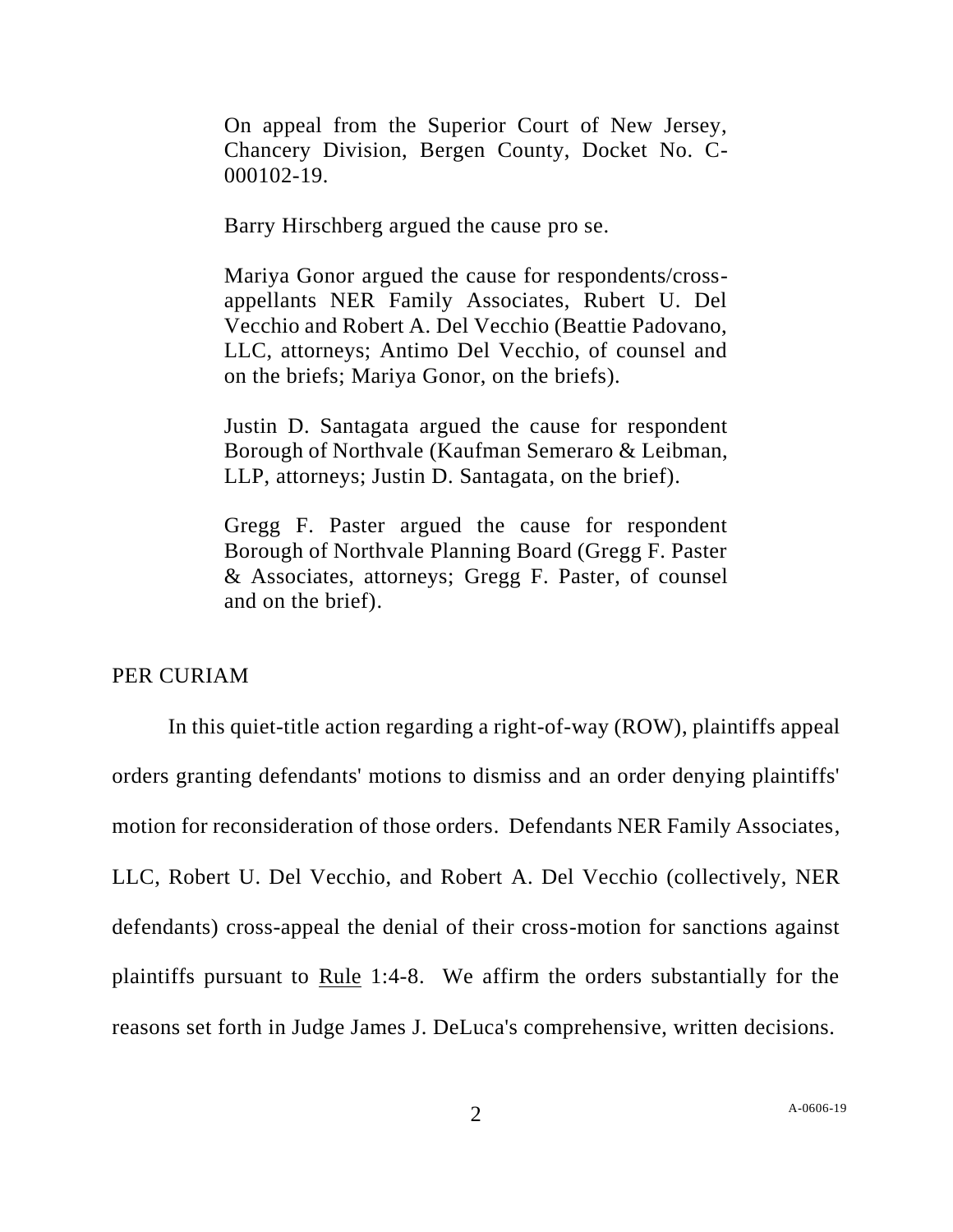On appeal from the Superior Court of New Jersey, Chancery Division, Bergen County, Docket No. C-000102-19.

Barry Hirschberg argued the cause pro se.

Mariya Gonor argued the cause for respondents/cross-appellants NER Family Associates, Rubert U. Del Vecchio and Robert A. Del Vecchio (Beattie Padovano, LLC, attorneys; Antimo Del Vecchio, of counsel and on the briefs; Mariya Gonor, on the briefs).

Justin D. Santagata argued the cause for respondent Borough of Northvale (Kaufman Semeraro & Leibman, LLP, attorneys; Justin D. Santagata, on the brief).

Gregg F. Paster argued the cause for respondent Borough of Northvale Planning Board (Gregg F. Paster & Associates, attorneys; Gregg F. Paster, of counsel and on the brief).

PER CURIAM

In this quiet-title action regarding a right-of-way (ROW), plaintiffs appeal orders granting defendants' motions to dismiss and an order denying plaintiffs' motion for reconsideration of those orders. Defendants NER Family Associates, LLC, Robert U. Del Vecchio, and Robert A. Del Vecchio (collectively, NER defendants) cross-appeal the denial of their cross-motion for sanctions against plaintiffs pursuant to Rule 1:4-8. We affirm the orders substantially for the reasons set forth in Judge James J. DeLuca's comprehensive, written decisions.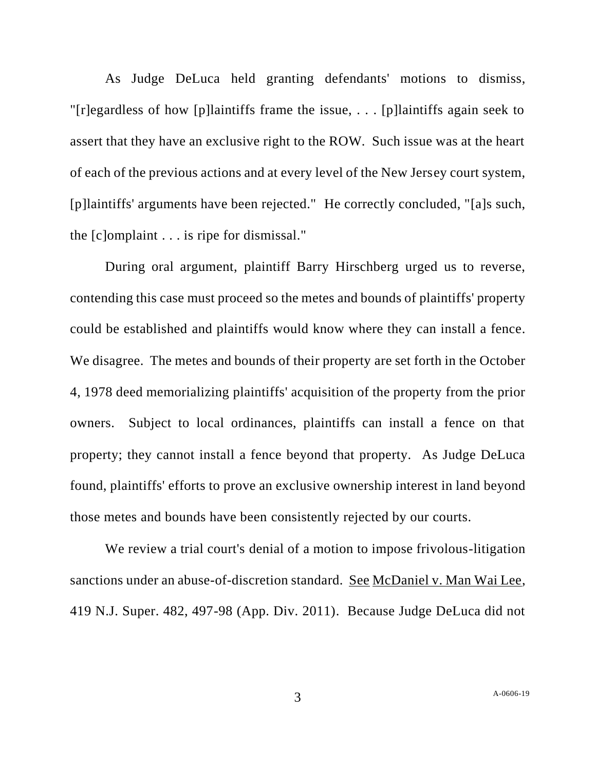As Judge DeLuca held granting defendants' motions to dismiss, "[r]egardless of how [p]laintiffs frame the issue, . . . [p]laintiffs again seek to assert that they have an exclusive right to the ROW. Such issue was at the heart of each of the previous actions and at every level of the New Jersey court system, [p]laintiffs' arguments have been rejected." He correctly concluded, "[a]s such, the [c]omplaint . . . is ripe for dismissal."

During oral argument, plaintiff Barry Hirschberg urged us to reverse, contending this case must proceed so the metes and bounds of plaintiffs' property could be established and plaintiffs would know where they can install a fence. We disagree. The metes and bounds of their property are set forth in the October 4, 1978 deed memorializing plaintiffs' acquisition of the property from the prior owners. Subject to local ordinances, plaintiffs can install a fence on that property; they cannot install a fence beyond that property. As Judge DeLuca found, plaintiffs' efforts to prove an exclusive ownership interest in land beyond those metes and bounds have been consistently rejected by our courts.

We review a trial court's denial of a motion to impose frivolous-litigation sanctions under an abuse-of-discretion standard. See McDaniel v. Man Wai Lee, 419 N.J. Super. 482, 497-98 (App. Div. 2011). Because Judge DeLuca did not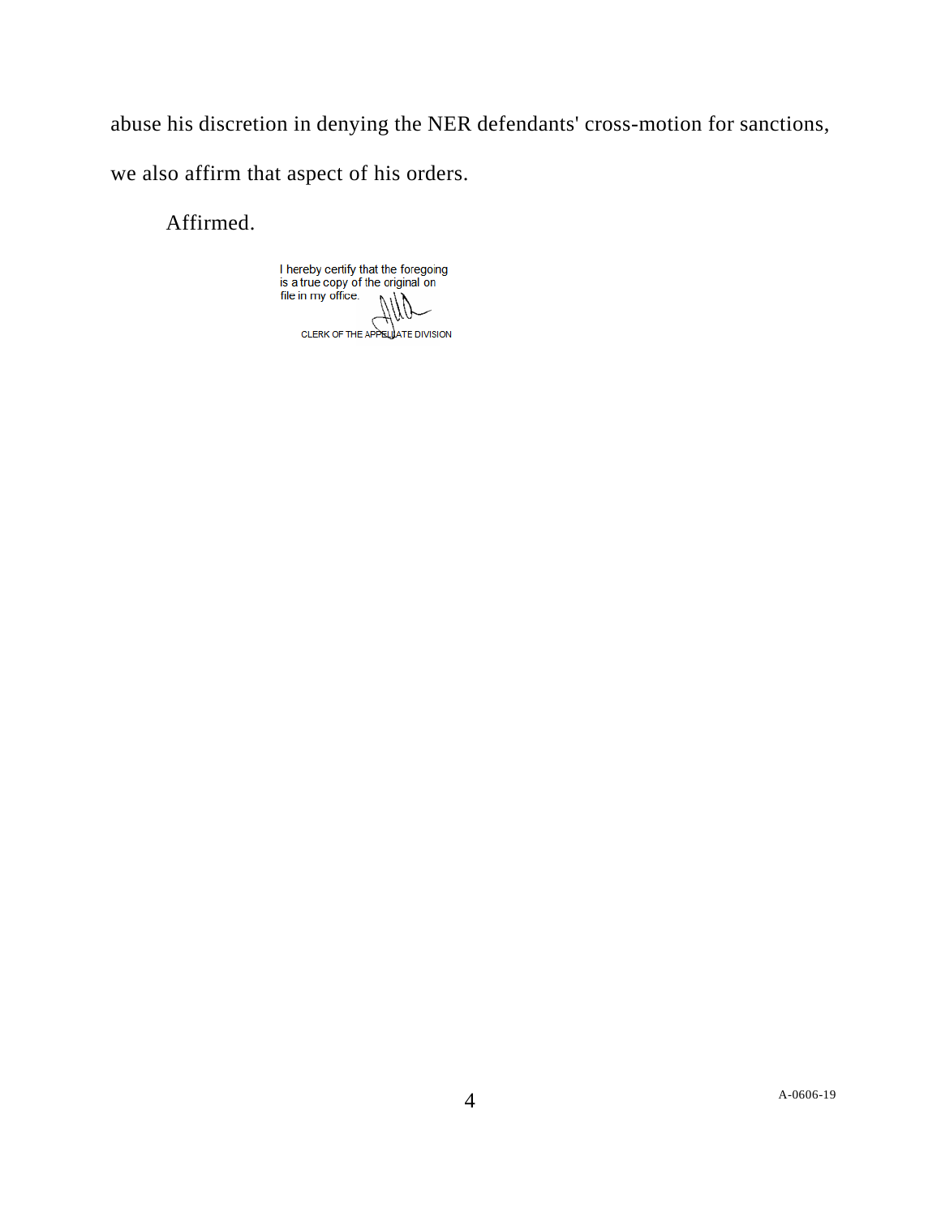abuse his discretion in denying the NER defendants' cross-motion for sanctions, we also affirm that aspect of his orders.

Affirmed.

I hereby certify that the foregoing is a true copy of the original on file in my office.

CLERK OF THE APPELLATE DIVISION